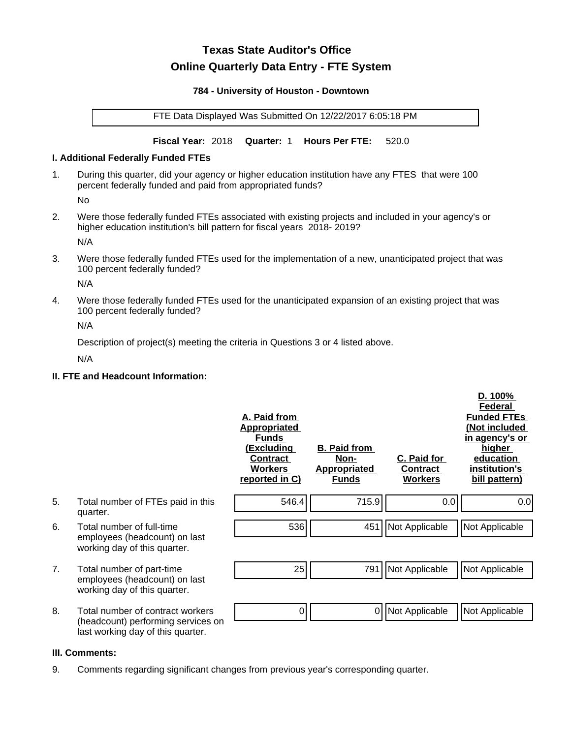# Texas State Auditor's Office

## Online Quarterly Data Entry - FTE System

**784 - University of Houston - Downtown**

FTE Data Displayed Was Submitted On 12/22/2017 6:05:18 PM

**Fiscal Year:** 2018 **Quarter:** 1 **Hours Per FTE:** 520.0

### I. Additional Federally Funded FTEs

1. During this quarter, did your agency or higher education institution have any FTES that were 100 percent federally funded and paid from appropriated funds?

   No

2. Were those federally funded FTEs associated with existing projects and included in your agency's or higher education institution's bill pattern for fiscal years 2018- 2019?

   N/A

3. Were those federally funded FTEs used for the implementation of a new, unanticipated project that was 100 percent federally funded?

   N/A

4. Were those federally funded FTEs used for the unanticipated expansion of an existing project that was 100 percent federally funded?

   N/A

   Description of project(s) meeting the criteria in Questions 3 or 4 listed above.

   N/A

### II. FTE and Headcount Information:

| | | A. Paid from Appropriated Funds (Excluding Contract Workers reported in C) | B. Paid from Non-Appropriated Funds | C. Paid for Contract Workers | D. 100% Federal Funded FTEs (Not included in agency's or higher education institution's bill pattern) |
|---|---|---|---|---|---|
| 5. | Total number of FTEs paid in this quarter. | 546.4 | 715.9 | 0.0 | 0.0 |
| 6. | Total number of full-time employees (headcount) on last working day of this quarter. | 536 | 451 | Not Applicable | Not Applicable |
| 7. | Total number of part-time employees (headcount) on last working day of this quarter. | 25 | 791 | Not Applicable | Not Applicable |
| 8. | Total number of contract workers (headcount) performing services on last working day of this quarter. | 0 | 0 | Not Applicable | Not Applicable |

### III. Comments:

9. Comments regarding significant changes from previous year's corresponding quarter.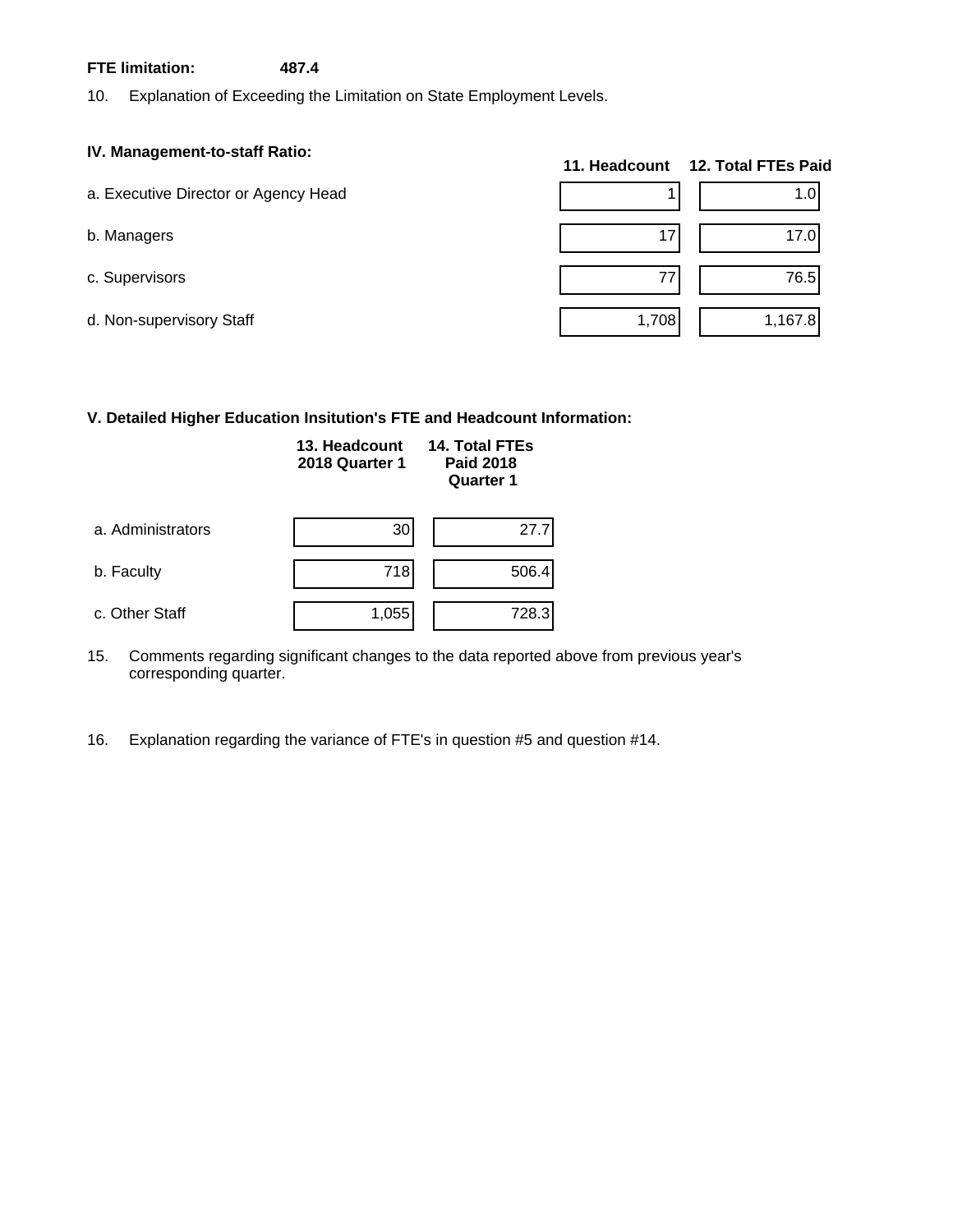**FTE limitation:** **487.4**

10. Explanation of Exceeding the Limitation on State Employment Levels.

**IV. Management-to-staff Ratio:**

| | 11. Headcount | 12. Total FTEs Paid |
|---|---|---|
| a. Executive Director or Agency Head | 1 | 1.0 |
| b. Managers | 17 | 17.0 |
| c. Supervisors | 77 | 76.5 |
| d. Non-supervisory Staff | 1,708 | 1,167.8 |

**V. Detailed Higher Education Insitution's FTE and Headcount Information:**

| | 13. Headcount 2018 Quarter 1 | 14. Total FTEs Paid 2018 Quarter 1 |
|---|---|---|
| a. Administrators | 30 | 27.7 |
| b. Faculty | 718 | 506.4 |
| c. Other Staff | 1,055 | 728.3 |

15. Comments regarding significant changes to the data reported above from previous year's corresponding quarter.

16. Explanation regarding the variance of FTE's in question #5 and question #14.